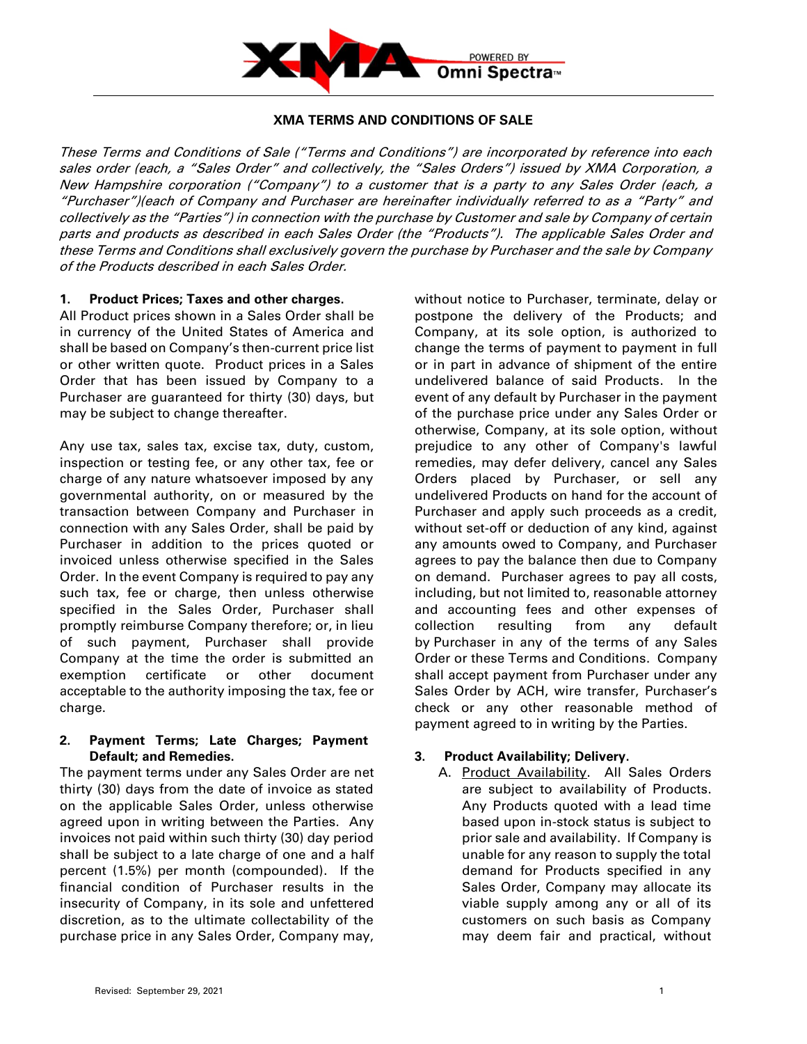# XMA TERMS AND CONDITIONS OF SALE

*These Terms and Conditions of Sale ("Terms and Conditions") are incorporated by reference into each sales order (each, a "Sales Order" and collectively, the "Sales Orders") issued by XMA Corporation, a New Hampshire corporation ("Company") to a customer that is a party to any Sales Order (each, a "Purchaser")(each of Company and Purchaser are hereinafter individually referred to as a "Party" and collectively as the "Parties") in connection with the purchase by Customer and sale by Company of certain parts and products as described in each Sales Order (the "Products"). The applicable Sales Order and these Terms and Conditions shall exclusively govern the purchase by Purchaser and the sale by Company of the Products described in each Sales Order.*

## 1. Product Prices; Taxes and other charges.

All Product prices shown in a Sales Order shall be in currency of the United States of America and shall be based on Company's then-current price list or other written quote. Product prices in a Sales Order that has been issued by Company to a Purchaser are guaranteed for thirty (30) days, but may be subject to change thereafter.

Any use tax, sales tax, excise tax, duty, custom, inspection or testing fee, or any other tax, fee or charge of any nature whatsoever imposed by any governmental authority, on or measured by the transaction between Company and Purchaser in connection with any Sales Order, shall be paid by Purchaser in addition to the prices quoted or invoiced unless otherwise specified in the Sales Order. In the event Company is required to pay any such tax, fee or charge, then unless otherwise specified in the Sales Order, Purchaser shall promptly reimburse Company therefore; or, in lieu of such payment, Purchaser shall provide Company at the time the order is submitted an exemption certificate or other document acceptable to the authority imposing the tax, fee or charge.

## 2. Payment Terms; Late Charges; Payment Default; and Remedies.

The payment terms under any Sales Order are net thirty (30) days from the date of invoice as stated on the applicable Sales Order, unless otherwise agreed upon in writing between the Parties. Any invoices not paid within such thirty (30) day period shall be subject to a late charge of one and a half percent (1.5%) per month (compounded). If the financial condition of Purchaser results in the insecurity of Company, in its sole and unfettered discretion, as to the ultimate collectability of the purchase price in any Sales Order, Company may, without notice to Purchaser, terminate, delay or postpone the delivery of the Products; and Company, at its sole option, is authorized to change the terms of payment to payment in full or in part in advance of shipment of the entire undelivered balance of said Products. In the event of any default by Purchaser in the payment of the purchase price under any Sales Order or otherwise, Company, at its sole option, without prejudice to any other of Company's lawful remedies, may defer delivery, cancel any Sales Orders placed by Purchaser, or sell any undelivered Products on hand for the account of Purchaser and apply such proceeds as a credit, without set-off or deduction of any kind, against any amounts owed to Company, and Purchaser agrees to pay the balance then due to Company on demand. Purchaser agrees to pay all costs, including, but not limited to, reasonable attorney and accounting fees and other expenses of collection resulting from any default by Purchaser in any of the terms of any Sales Order or these Terms and Conditions. Company shall accept payment from Purchaser under any Sales Order by ACH, wire transfer, Purchaser's check or any other reasonable method of payment agreed to in writing by the Parties.

## 3. Product Availability; Delivery.

A. Product Availability. All Sales Orders are subject to availability of Products. Any Products quoted with a lead time based upon in-stock status is subject to prior sale and availability. If Company is unable for any reason to supply the total demand for Products specified in any Sales Order, Company may allocate its viable supply among any or all of its customers on such basis as Company may deem fair and practical, without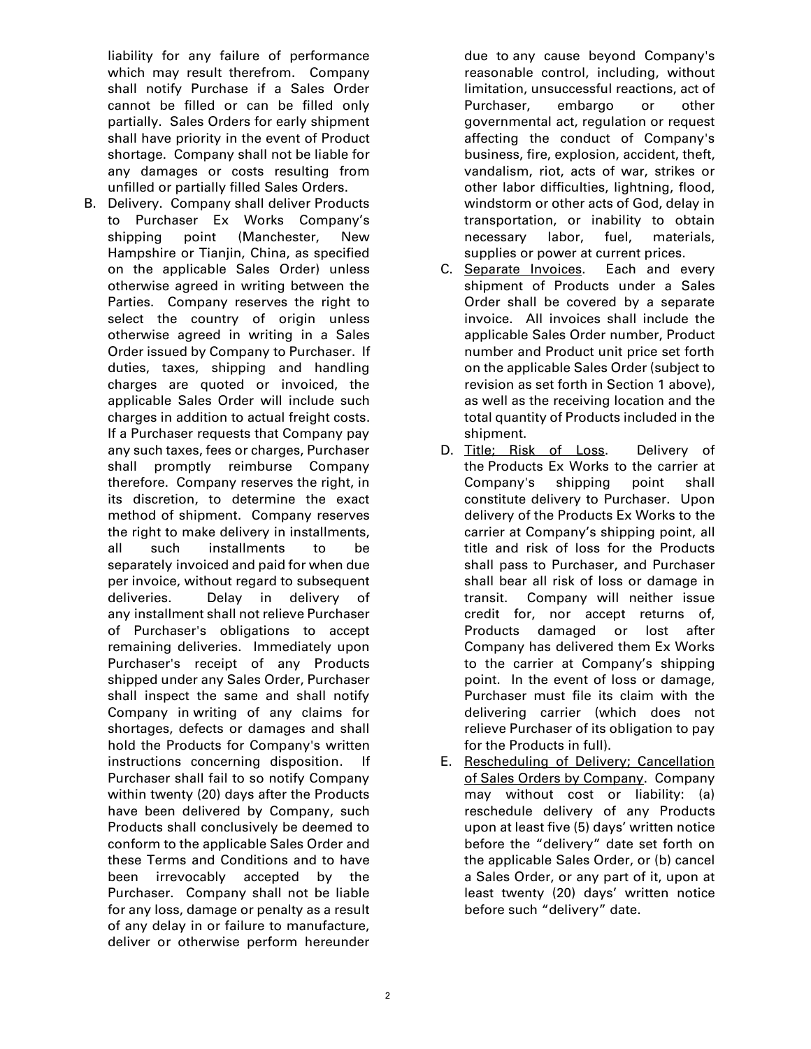liability for any failure of performance which may result therefrom. Company shall notify Purchase if a Sales Order cannot be filled or can be filled only partially. Sales Orders for early shipment shall have priority in the event of Product shortage. Company shall not be liable for any damages or costs resulting from unfilled or partially filled Sales Orders.

B. Delivery. Company shall deliver Products to Purchaser Ex Works Company's shipping point (Manchester, New Hampshire or Tianjin, China, as specified on the applicable Sales Order) unless otherwise agreed in writing between the Parties. Company reserves the right to select the country of origin unless otherwise agreed in writing in a Sales Order issued by Company to Purchaser. If duties, taxes, shipping and handling charges are quoted or invoiced, the applicable Sales Order will include such charges in addition to actual freight costs. If a Purchaser requests that Company pay any such taxes, fees or charges, Purchaser shall promptly reimburse Company therefore. Company reserves the right, in its discretion, to determine the exact method of shipment. Company reserves the right to make delivery in installments, all such installments to be separately invoiced and paid for when due per invoice, without regard to subsequent deliveries. Delay in delivery of any installment shall not relieve Purchaser of Purchaser's obligations to accept remaining deliveries. Immediately upon Purchaser's receipt of any Products shipped under any Sales Order, Purchaser shall inspect the same and shall notify Company in writing of any claims for shortages, defects or damages and shall hold the Products for Company's written instructions concerning disposition. If Purchaser shall fail to so notify Company within twenty (20) days after the Products have been delivered by Company, such Products shall conclusively be deemed to conform to the applicable Sales Order and these Terms and Conditions and to have been irrevocably accepted by the Purchaser. Company shall not be liable for any loss, damage or penalty as a result of any delay in or failure to manufacture, deliver or otherwise perform hereunder due to any cause beyond Company's reasonable control, including, without limitation, unsuccessful reactions, act of Purchaser, embargo or other governmental act, regulation or request affecting the conduct of Company's business, fire, explosion, accident, theft, vandalism, riot, acts of war, strikes or other labor difficulties, lightning, flood, windstorm or other acts of God, delay in transportation, or inability to obtain necessary labor, fuel, materials, supplies or power at current prices.

C. Separate Invoices. Each and every shipment of Products under a Sales Order shall be covered by a separate invoice. All invoices shall include the applicable Sales Order number, Product number and Product unit price set forth on the applicable Sales Order (subject to revision as set forth in Section 1 above), as well as the receiving location and the total quantity of Products included in the shipment.

D. Title; Risk of Loss. Delivery of the Products Ex Works to the carrier at Company's shipping point shall constitute delivery to Purchaser. Upon delivery of the Products Ex Works to the carrier at Company's shipping point, all title and risk of loss for the Products shall pass to Purchaser, and Purchaser shall bear all risk of loss or damage in transit. Company will neither issue credit for, nor accept returns of, Products damaged or lost after Company has delivered them Ex Works to the carrier at Company's shipping point. In the event of loss or damage, Purchaser must file its claim with the delivering carrier (which does not relieve Purchaser of its obligation to pay for the Products in full).

E. Rescheduling of Delivery; Cancellation of Sales Orders by Company. Company may without cost or liability: (a) reschedule delivery of any Products upon at least five (5) days' written notice before the "delivery" date set forth on the applicable Sales Order, or (b) cancel a Sales Order, or any part of it, upon at least twenty (20) days' written notice before such "delivery" date.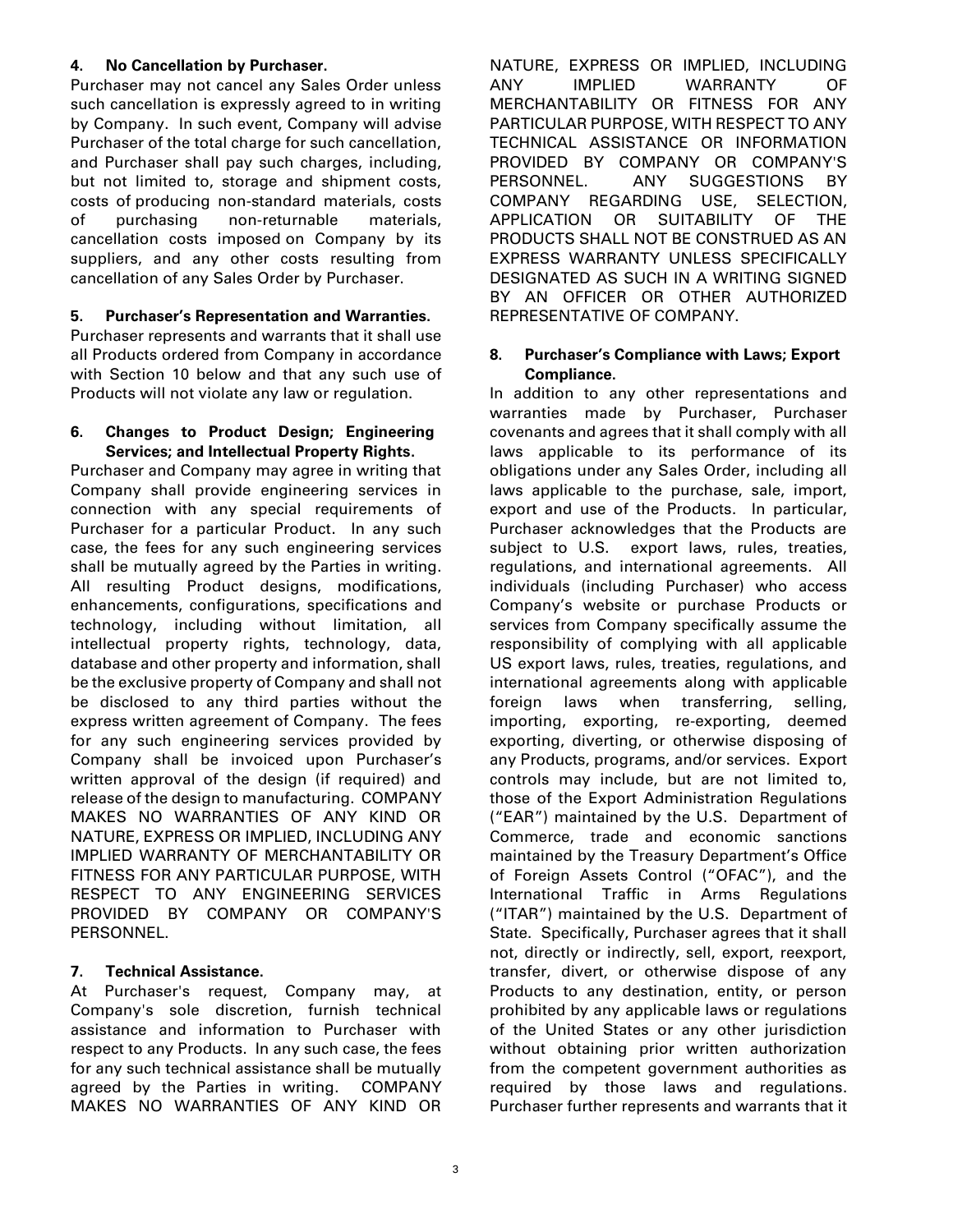**4. No Cancellation by Purchaser.**

Purchaser may not cancel any Sales Order unless such cancellation is expressly agreed to in writing by Company. In such event, Company will advise Purchaser of the total charge for such cancellation, and Purchaser shall pay such charges, including, but not limited to, storage and shipment costs, costs of producing non-standard materials, costs of purchasing non-returnable materials, cancellation costs imposed on Company by its suppliers, and any other costs resulting from cancellation of any Sales Order by Purchaser.

**5. Purchaser's Representation and Warranties.**

Purchaser represents and warrants that it shall use all Products ordered from Company in accordance with Section 10 below and that any such use of Products will not violate any law or regulation.

**6. Changes to Product Design; Engineering Services; and Intellectual Property Rights.**

Purchaser and Company may agree in writing that Company shall provide engineering services in connection with any special requirements of Purchaser for a particular Product. In any such case, the fees for any such engineering services shall be mutually agreed by the Parties in writing. All resulting Product designs, modifications, enhancements, configurations, specifications and technology, including without limitation, all intellectual property rights, technology, data, database and other property and information, shall be the exclusive property of Company and shall not be disclosed to any third parties without the express written agreement of Company. The fees for any such engineering services provided by Company shall be invoiced upon Purchaser's written approval of the design (if required) and release of the design to manufacturing. COMPANY MAKES NO WARRANTIES OF ANY KIND OR NATURE, EXPRESS OR IMPLIED, INCLUDING ANY IMPLIED WARRANTY OF MERCHANTABILITY OR FITNESS FOR ANY PARTICULAR PURPOSE, WITH RESPECT TO ANY ENGINEERING SERVICES PROVIDED BY COMPANY OR COMPANY'S PERSONNEL.

**7. Technical Assistance.**

At Purchaser's request, Company may, at Company's sole discretion, furnish technical assistance and information to Purchaser with respect to any Products. In any such case, the fees for any such technical assistance shall be mutually agreed by the Parties in writing. COMPANY MAKES NO WARRANTIES OF ANY KIND OR NATURE, EXPRESS OR IMPLIED, INCLUDING ANY IMPLIED WARRANTY OF MERCHANTABILITY OR FITNESS FOR ANY PARTICULAR PURPOSE, WITH RESPECT TO ANY TECHNICAL ASSISTANCE OR INFORMATION PROVIDED BY COMPANY OR COMPANY'S PERSONNEL. ANY SUGGESTIONS BY COMPANY REGARDING USE, SELECTION, APPLICATION OR SUITABILITY OF THE PRODUCTS SHALL NOT BE CONSTRUED AS AN EXPRESS WARRANTY UNLESS SPECIFICALLY DESIGNATED AS SUCH IN A WRITING SIGNED BY AN OFFICER OR OTHER AUTHORIZED REPRESENTATIVE OF COMPANY.

**8. Purchaser's Compliance with Laws; Export Compliance.**

In addition to any other representations and warranties made by Purchaser, Purchaser covenants and agrees that it shall comply with all laws applicable to its performance of its obligations under any Sales Order, including all laws applicable to the purchase, sale, import, export and use of the Products. In particular, Purchaser acknowledges that the Products are subject to U.S. export laws, rules, treaties, regulations, and international agreements. All individuals (including Purchaser) who access Company's website or purchase Products or services from Company specifically assume the responsibility of complying with all applicable US export laws, rules, treaties, regulations, and international agreements along with applicable foreign laws when transferring, selling, importing, exporting, re-exporting, deemed exporting, diverting, or otherwise disposing of any Products, programs, and/or services. Export controls may include, but are not limited to, those of the Export Administration Regulations ("EAR") maintained by the U.S. Department of Commerce, trade and economic sanctions maintained by the Treasury Department's Office of Foreign Assets Control ("OFAC"), and the International Traffic in Arms Regulations ("ITAR") maintained by the U.S. Department of State. Specifically, Purchaser agrees that it shall not, directly or indirectly, sell, export, reexport, transfer, divert, or otherwise dispose of any Products to any destination, entity, or person prohibited by any applicable laws or regulations of the United States or any other jurisdiction without obtaining prior written authorization from the competent government authorities as required by those laws and regulations. Purchaser further represents and warrants that it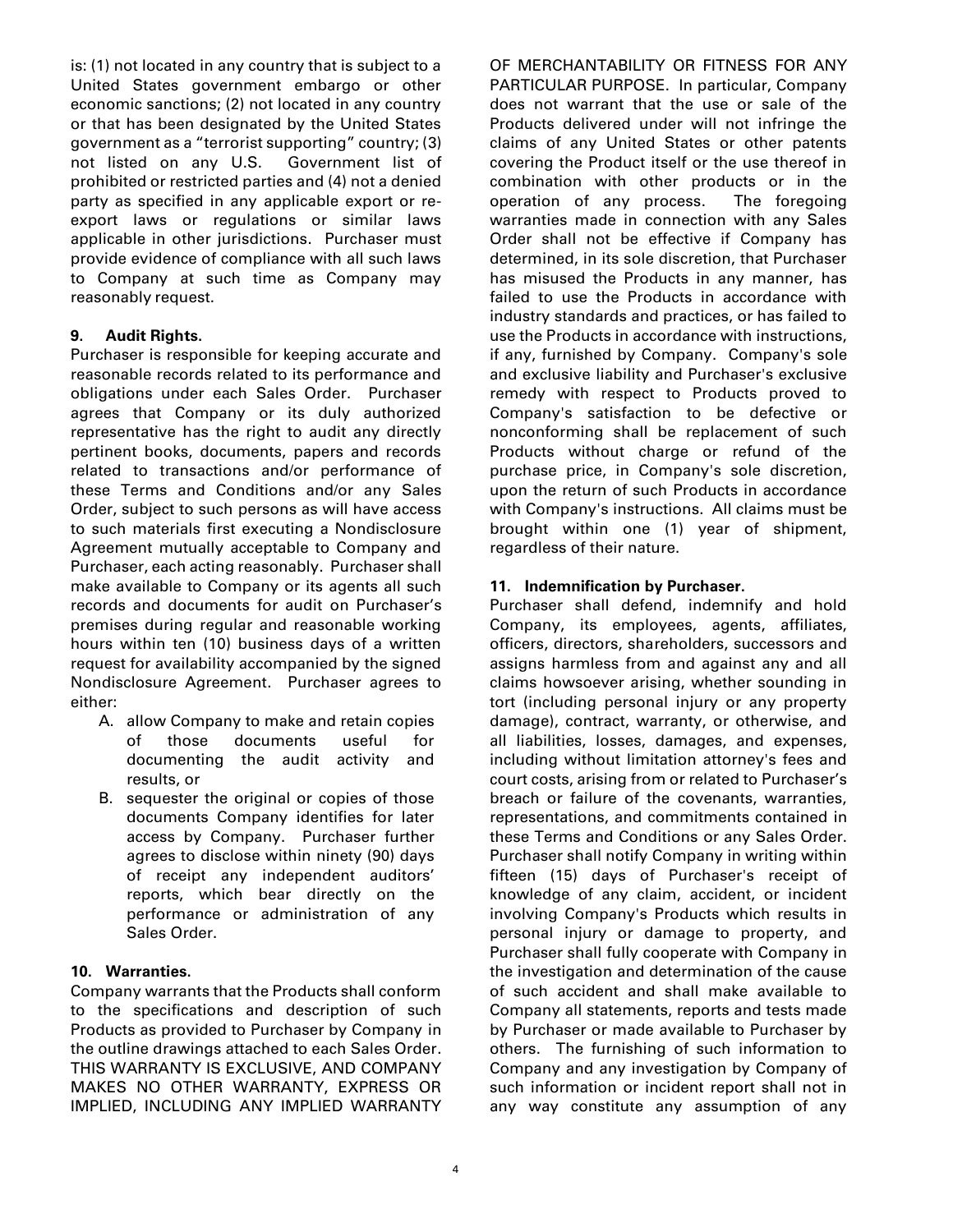is: (1) not located in any country that is subject to a United States government embargo or other economic sanctions; (2) not located in any country or that has been designated by the United States government as a "terrorist supporting" country; (3) not listed on any U.S. Government list of prohibited or restricted parties and (4) not a denied party as specified in any applicable export or re-export laws or regulations or similar laws applicable in other jurisdictions. Purchaser must provide evidence of compliance with all such laws to Company at such time as Company may reasonably request.

**9. Audit Rights.**

Purchaser is responsible for keeping accurate and reasonable records related to its performance and obligations under each Sales Order. Purchaser agrees that Company or its duly authorized representative has the right to audit any directly pertinent books, documents, papers and records related to transactions and/or performance of these Terms and Conditions and/or any Sales Order, subject to such persons as will have access to such materials first executing a Nondisclosure Agreement mutually acceptable to Company and Purchaser, each acting reasonably. Purchaser shall make available to Company or its agents all such records and documents for audit on Purchaser's premises during regular and reasonable working hours within ten (10) business days of a written request for availability accompanied by the signed Nondisclosure Agreement. Purchaser agrees to either:

A. allow Company to make and retain copies of those documents useful for documenting the audit activity and results, or
B. sequester the original or copies of those documents Company identifies for later access by Company. Purchaser further agrees to disclose within ninety (90) days of receipt any independent auditors' reports, which bear directly on the performance or administration of any Sales Order.

**10. Warranties.**

Company warrants that the Products shall conform to the specifications and description of such Products as provided to Purchaser by Company in the outline drawings attached to each Sales Order. THIS WARRANTY IS EXCLUSIVE, AND COMPANY MAKES NO OTHER WARRANTY, EXPRESS OR IMPLIED, INCLUDING ANY IMPLIED WARRANTY OF MERCHANTABILITY OR FITNESS FOR ANY PARTICULAR PURPOSE. In particular, Company does not warrant that the use or sale of the Products delivered under will not infringe the claims of any United States or other patents covering the Product itself or the use thereof in combination with other products or in the operation of any process. The foregoing warranties made in connection with any Sales Order shall not be effective if Company has determined, in its sole discretion, that Purchaser has misused the Products in any manner, has failed to use the Products in accordance with industry standards and practices, or has failed to use the Products in accordance with instructions, if any, furnished by Company. Company's sole and exclusive liability and Purchaser's exclusive remedy with respect to Products proved to Company's satisfaction to be defective or nonconforming shall be replacement of such Products without charge or refund of the purchase price, in Company's sole discretion, upon the return of such Products in accordance with Company's instructions. All claims must be brought within one (1) year of shipment, regardless of their nature.

**11. Indemnification by Purchaser.**

Purchaser shall defend, indemnify and hold Company, its employees, agents, affiliates, officers, directors, shareholders, successors and assigns harmless from and against any and all claims howsoever arising, whether sounding in tort (including personal injury or any property damage), contract, warranty, or otherwise, and all liabilities, losses, damages, and expenses, including without limitation attorney's fees and court costs, arising from or related to Purchaser's breach or failure of the covenants, warranties, representations, and commitments contained in these Terms and Conditions or any Sales Order. Purchaser shall notify Company in writing within fifteen (15) days of Purchaser's receipt of knowledge of any claim, accident, or incident involving Company's Products which results in personal injury or damage to property, and Purchaser shall fully cooperate with Company in the investigation and determination of the cause of such accident and shall make available to Company all statements, reports and tests made by Purchaser or made available to Purchaser by others. The furnishing of such information to Company and any investigation by Company of such information or incident report shall not in any way constitute any assumption of any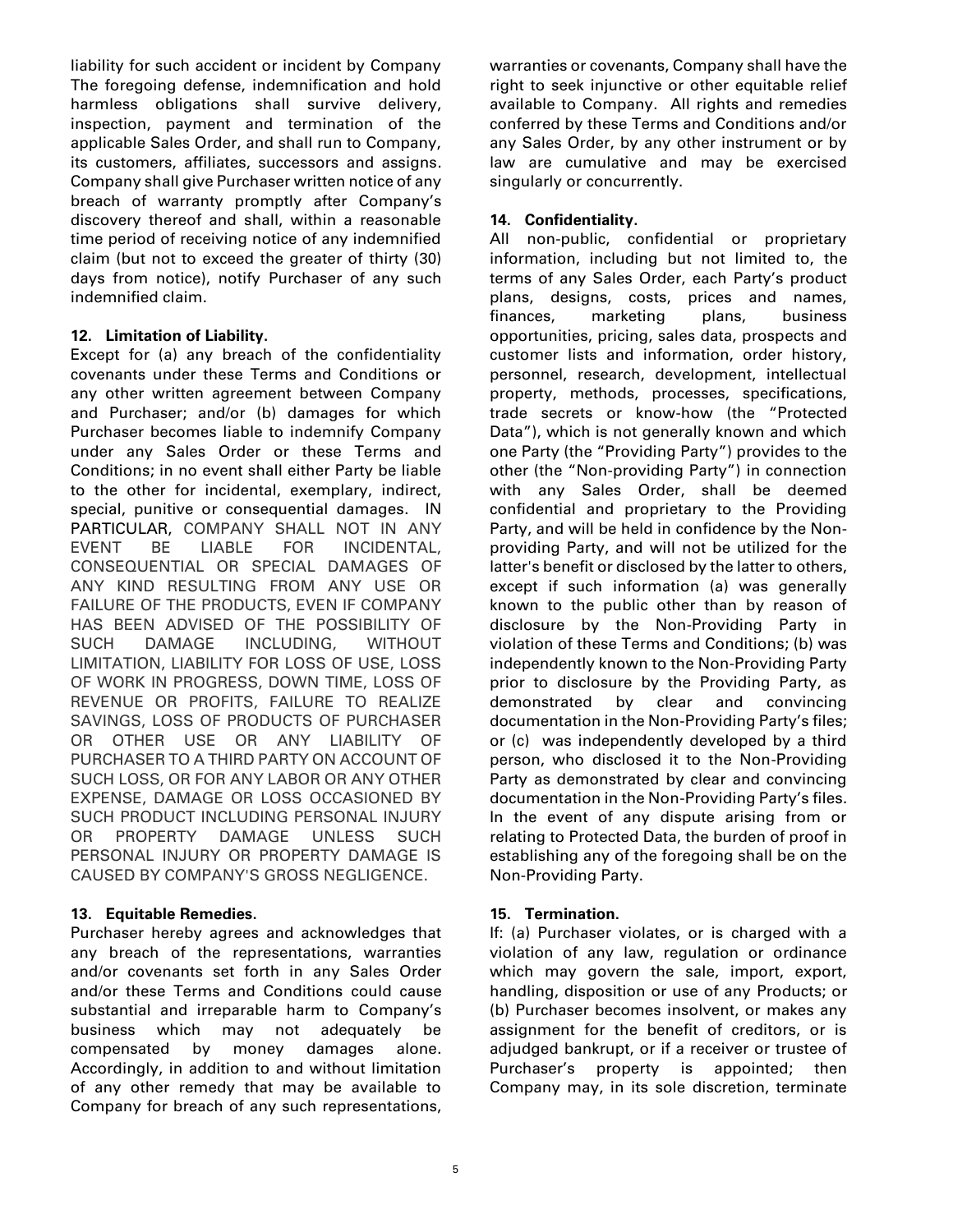liability for such accident or incident by Company The foregoing defense, indemnification and hold harmless obligations shall survive delivery, inspection, payment and termination of the applicable Sales Order, and shall run to Company, its customers, affiliates, successors and assigns. Company shall give Purchaser written notice of any breach of warranty promptly after Company's discovery thereof and shall, within a reasonable time period of receiving notice of any indemnified claim (but not to exceed the greater of thirty (30) days from notice), notify Purchaser of any such indemnified claim.

**12. Limitation of Liability.**

Except for (a) any breach of the confidentiality covenants under these Terms and Conditions or any other written agreement between Company and Purchaser; and/or (b) damages for which Purchaser becomes liable to indemnify Company under any Sales Order or these Terms and Conditions; in no event shall either Party be liable to the other for incidental, exemplary, indirect, special, punitive or consequential damages. IN PARTICULAR, COMPANY SHALL NOT IN ANY EVENT BE LIABLE FOR INCIDENTAL, CONSEQUENTIAL OR SPECIAL DAMAGES OF ANY KIND RESULTING FROM ANY USE OR FAILURE OF THE PRODUCTS, EVEN IF COMPANY HAS BEEN ADVISED OF THE POSSIBILITY OF SUCH DAMAGE INCLUDING, WITHOUT LIMITATION, LIABILITY FOR LOSS OF USE, LOSS OF WORK IN PROGRESS, DOWN TIME, LOSS OF REVENUE OR PROFITS, FAILURE TO REALIZE SAVINGS, LOSS OF PRODUCTS OF PURCHASER OR OTHER USE OR ANY LIABILITY OF PURCHASER TO A THIRD PARTY ON ACCOUNT OF SUCH LOSS, OR FOR ANY LABOR OR ANY OTHER EXPENSE, DAMAGE OR LOSS OCCASIONED BY SUCH PRODUCT INCLUDING PERSONAL INJURY OR PROPERTY DAMAGE UNLESS SUCH PERSONAL INJURY OR PROPERTY DAMAGE IS CAUSED BY COMPANY'S GROSS NEGLIGENCE.

**13. Equitable Remedies.**

Purchaser hereby agrees and acknowledges that any breach of the representations, warranties and/or covenants set forth in any Sales Order and/or these Terms and Conditions could cause substantial and irreparable harm to Company's business which may not adequately be compensated by money damages alone. Accordingly, in addition to and without limitation of any other remedy that may be available to Company for breach of any such representations, warranties or covenants, Company shall have the right to seek injunctive or other equitable relief available to Company. All rights and remedies conferred by these Terms and Conditions and/or any Sales Order, by any other instrument or by law are cumulative and may be exercised singularly or concurrently.

**14. Confidentiality.**

All non-public, confidential or proprietary information, including but not limited to, the terms of any Sales Order, each Party's product plans, designs, costs, prices and names, finances, marketing plans, business opportunities, pricing, sales data, prospects and customer lists and information, order history, personnel, research, development, intellectual property, methods, processes, specifications, trade secrets or know-how (the "Protected Data"), which is not generally known and which one Party (the "Providing Party") provides to the other (the "Non-providing Party") in connection with any Sales Order, shall be deemed confidential and proprietary to the Providing Party, and will be held in confidence by the Non-providing Party, and will not be utilized for the latter's benefit or disclosed by the latter to others, except if such information (a) was generally known to the public other than by reason of disclosure by the Non-Providing Party in violation of these Terms and Conditions; (b) was independently known to the Non-Providing Party prior to disclosure by the Providing Party, as demonstrated by clear and convincing documentation in the Non-Providing Party's files; or (c) was independently developed by a third person, who disclosed it to the Non-Providing Party as demonstrated by clear and convincing documentation in the Non-Providing Party's files. In the event of any dispute arising from or relating to Protected Data, the burden of proof in establishing any of the foregoing shall be on the Non-Providing Party.

**15. Termination.**

If: (a) Purchaser violates, or is charged with a violation of any law, regulation or ordinance which may govern the sale, import, export, handling, disposition or use of any Products; or (b) Purchaser becomes insolvent, or makes any assignment for the benefit of creditors, or is adjudged bankrupt, or if a receiver or trustee of Purchaser's property is appointed; then Company may, in its sole discretion, terminate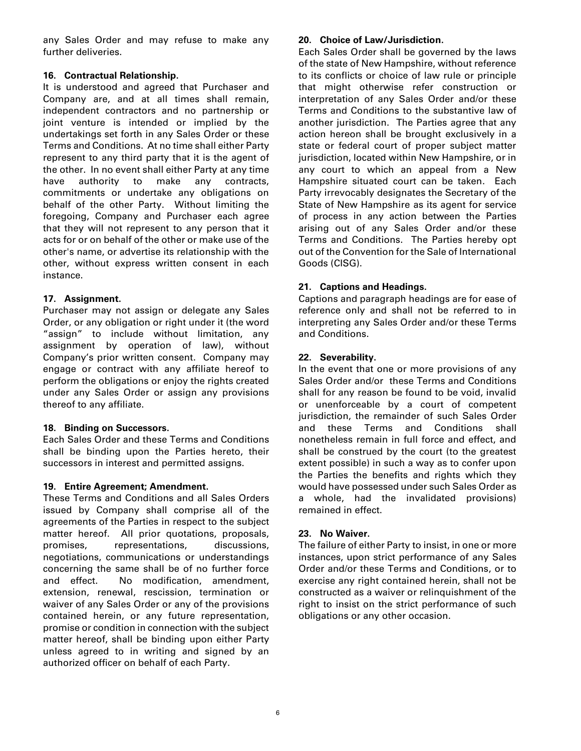any Sales Order and may refuse to make any further deliveries.

**16. Contractual Relationship.**

It is understood and agreed that Purchaser and Company are, and at all times shall remain, independent contractors and no partnership or joint venture is intended or implied by the undertakings set forth in any Sales Order or these Terms and Conditions. At no time shall either Party represent to any third party that it is the agent of the other. In no event shall either Party at any time have authority to make any contracts, commitments or undertake any obligations on behalf of the other Party. Without limiting the foregoing, Company and Purchaser each agree that they will not represent to any person that it acts for or on behalf of the other or make use of the other's name, or advertise its relationship with the other, without express written consent in each instance.

**17. Assignment.**

Purchaser may not assign or delegate any Sales Order, or any obligation or right under it (the word "assign" to include without limitation, any assignment by operation of law), without Company's prior written consent. Company may engage or contract with any affiliate hereof to perform the obligations or enjoy the rights created under any Sales Order or assign any provisions thereof to any affiliate.

**18. Binding on Successors.**

Each Sales Order and these Terms and Conditions shall be binding upon the Parties hereto, their successors in interest and permitted assigns.

**19. Entire Agreement; Amendment.**

These Terms and Conditions and all Sales Orders issued by Company shall comprise all of the agreements of the Parties in respect to the subject matter hereof. All prior quotations, proposals, promises, representations, discussions, negotiations, communications or understandings concerning the same shall be of no further force and effect. No modification, amendment, extension, renewal, rescission, termination or waiver of any Sales Order or any of the provisions contained herein, or any future representation, promise or condition in connection with the subject matter hereof, shall be binding upon either Party unless agreed to in writing and signed by an authorized officer on behalf of each Party.

**20. Choice of Law/Jurisdiction.**

Each Sales Order shall be governed by the laws of the state of New Hampshire, without reference to its conflicts or choice of law rule or principle that might otherwise refer construction or interpretation of any Sales Order and/or these Terms and Conditions to the substantive law of another jurisdiction. The Parties agree that any action hereon shall be brought exclusively in a state or federal court of proper subject matter jurisdiction, located within New Hampshire, or in any court to which an appeal from a New Hampshire situated court can be taken. Each Party irrevocably designates the Secretary of the State of New Hampshire as its agent for service of process in any action between the Parties arising out of any Sales Order and/or these Terms and Conditions. The Parties hereby opt out of the Convention for the Sale of International Goods (CISG).

**21. Captions and Headings.**

Captions and paragraph headings are for ease of reference only and shall not be referred to in interpreting any Sales Order and/or these Terms and Conditions.

**22. Severability.**

In the event that one or more provisions of any Sales Order and/or these Terms and Conditions shall for any reason be found to be void, invalid or unenforceable by a court of competent jurisdiction, the remainder of such Sales Order and these Terms and Conditions shall nonetheless remain in full force and effect, and shall be construed by the court (to the greatest extent possible) in such a way as to confer upon the Parties the benefits and rights which they would have possessed under such Sales Order as a whole, had the invalidated provisions) remained in effect.

**23. No Waiver.**

The failure of either Party to insist, in one or more instances, upon strict performance of any Sales Order and/or these Terms and Conditions, or to exercise any right contained herein, shall not be constructed as a waiver or relinquishment of the right to insist on the strict performance of such obligations or any other occasion.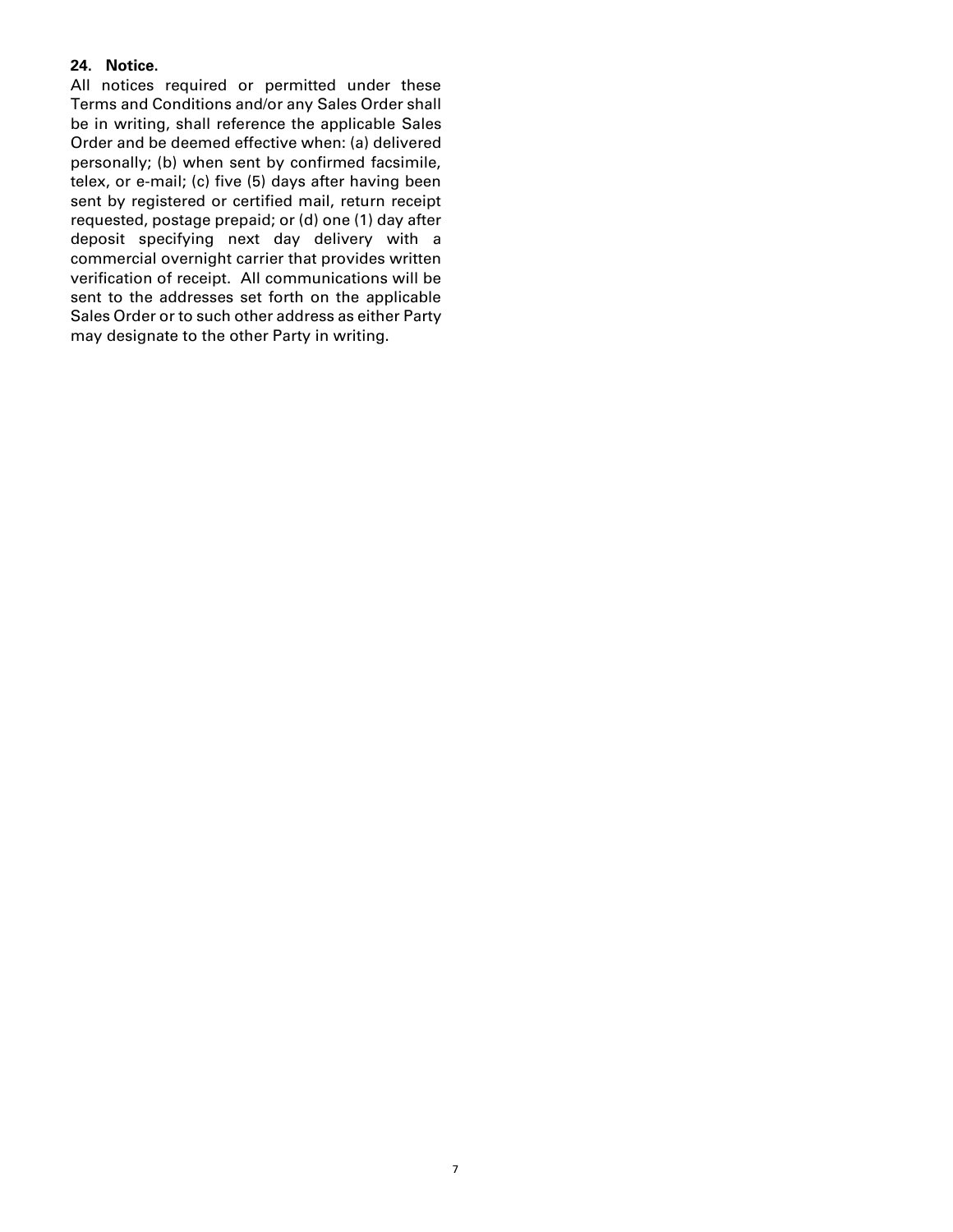**24. Notice.**

All notices required or permitted under these Terms and Conditions and/or any Sales Order shall be in writing, shall reference the applicable Sales Order and be deemed effective when: (a) delivered personally; (b) when sent by confirmed facsimile, telex, or e-mail; (c) five (5) days after having been sent by registered or certified mail, return receipt requested, postage prepaid; or (d) one (1) day after deposit specifying next day delivery with a commercial overnight carrier that provides written verification of receipt. All communications will be sent to the addresses set forth on the applicable Sales Order or to such other address as either Party may designate to the other Party in writing.